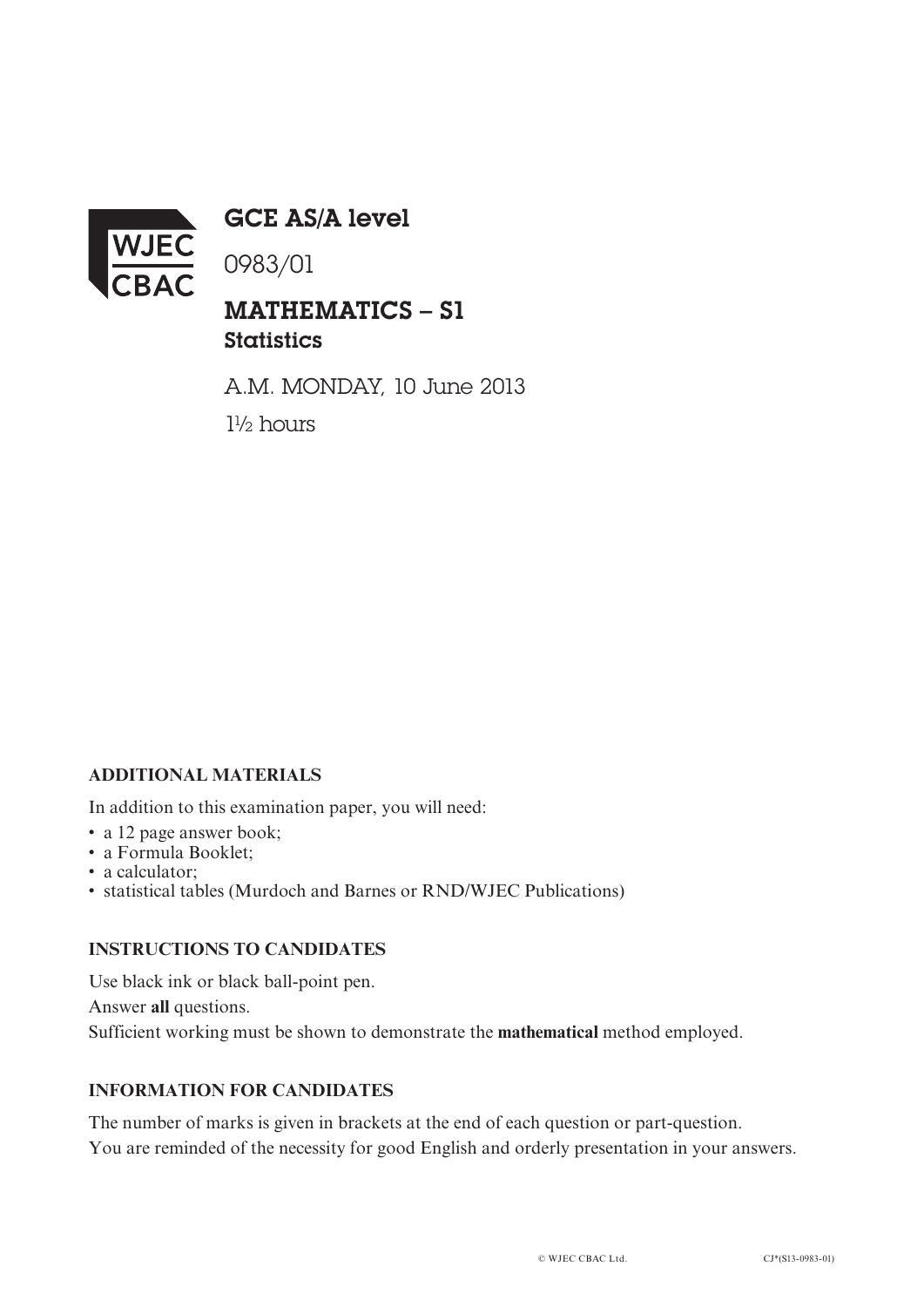WJEC CBAC

# GCE AS/A level

0983/01

## MATHEMATICS – S1
### Statistics

A.M. MONDAY, 10 June 2013

1½ hours

**ADDITIONAL MATERIALS**

In addition to this examination paper, you will need:

- a 12 page answer book;
- a Formula Booklet;
- a calculator;
- statistical tables (Murdoch and Barnes or RND/WJEC Publications)

**INSTRUCTIONS TO CANDIDATES**

Use black ink or black ball-point pen.

Answer **all** questions.

Sufficient working must be shown to demonstrate the **mathematical** method employed.

**INFORMATION FOR CANDIDATES**

The number of marks is given in brackets at the end of each question or part-question.

You are reminded of the necessity for good English and orderly presentation in your answers.

© WJEC CBAC Ltd. CJ*(S13-0983-01)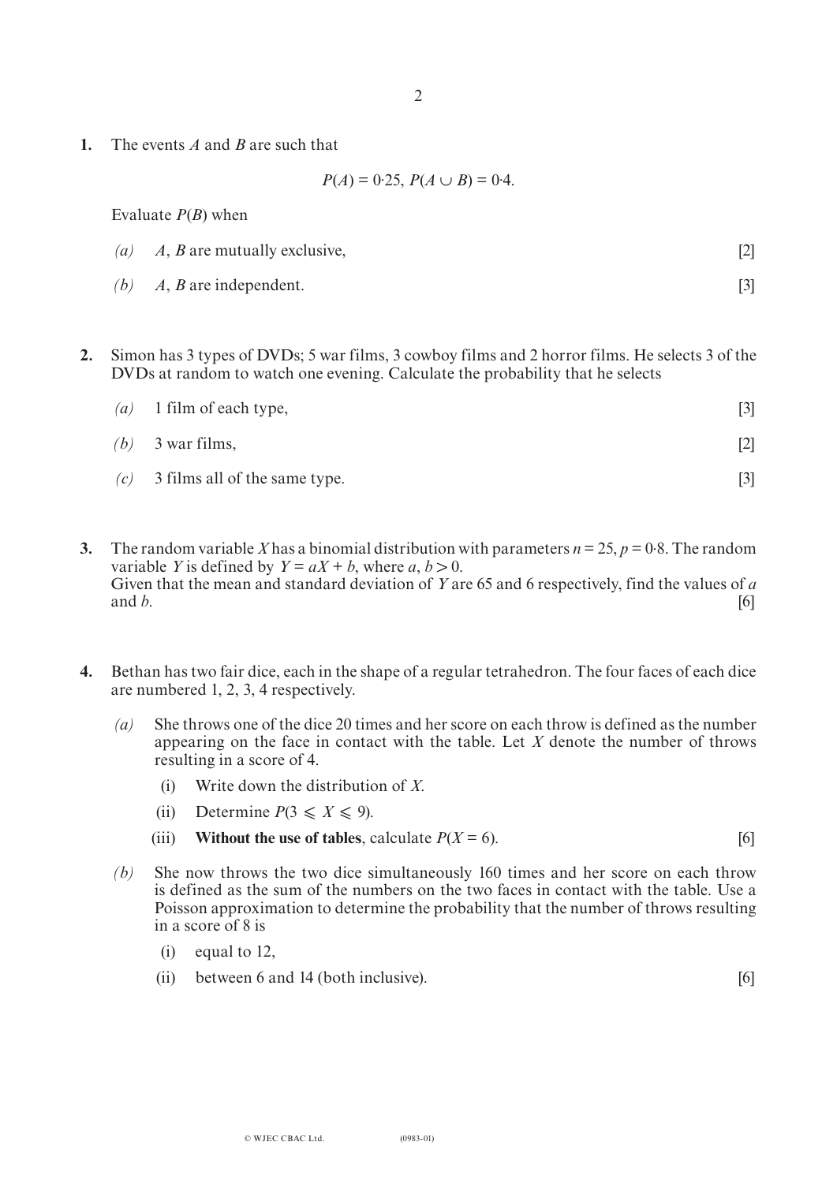**1.** The events $A$ and $B$ are such that

$$P(A) = 0{\cdot}25,\ P(A \cup B) = 0{\cdot}4.$$

Evaluate $P(B)$ when

*(a)* $A$, $B$ are mutually exclusive, [2]

*(b)* $A$, $B$ are independent. [3]

**2.** Simon has 3 types of DVDs; 5 war films, 3 cowboy films and 2 horror films. He selects 3 of the DVDs at random to watch one evening. Calculate the probability that he selects

*(a)* 1 film of each type, [3]

*(b)* 3 war films, [2]

*(c)* 3 films all of the same type. [3]

**3.** The random variable $X$ has a binomial distribution with parameters $n = 25$, $p = 0{\cdot}8$. The random variable $Y$ is defined by $Y = aX + b$, where $a, b > 0$.
Given that the mean and standard deviation of $Y$ are 65 and 6 respectively, find the values of $a$ and $b$. [6]

**4.** Bethan has two fair dice, each in the shape of a regular tetrahedron. The four faces of each dice are numbered 1, 2, 3, 4 respectively.

*(a)* She throws one of the dice 20 times and her score on each throw is defined as the number appearing on the face in contact with the table. Let $X$ denote the number of throws resulting in a score of 4.

(i) Write down the distribution of $X$.

(ii) Determine $P(3 \leqslant X \leqslant 9)$.

(iii) **Without the use of tables**, calculate $P(X = 6)$. [6]

*(b)* She now throws the two dice simultaneously 160 times and her score on each throw is defined as the sum of the numbers on the two faces in contact with the table. Use a Poisson approximation to determine the probability that the number of throws resulting in a score of 8 is

(i) equal to 12,

(ii) between 6 and 14 (both inclusive). [6]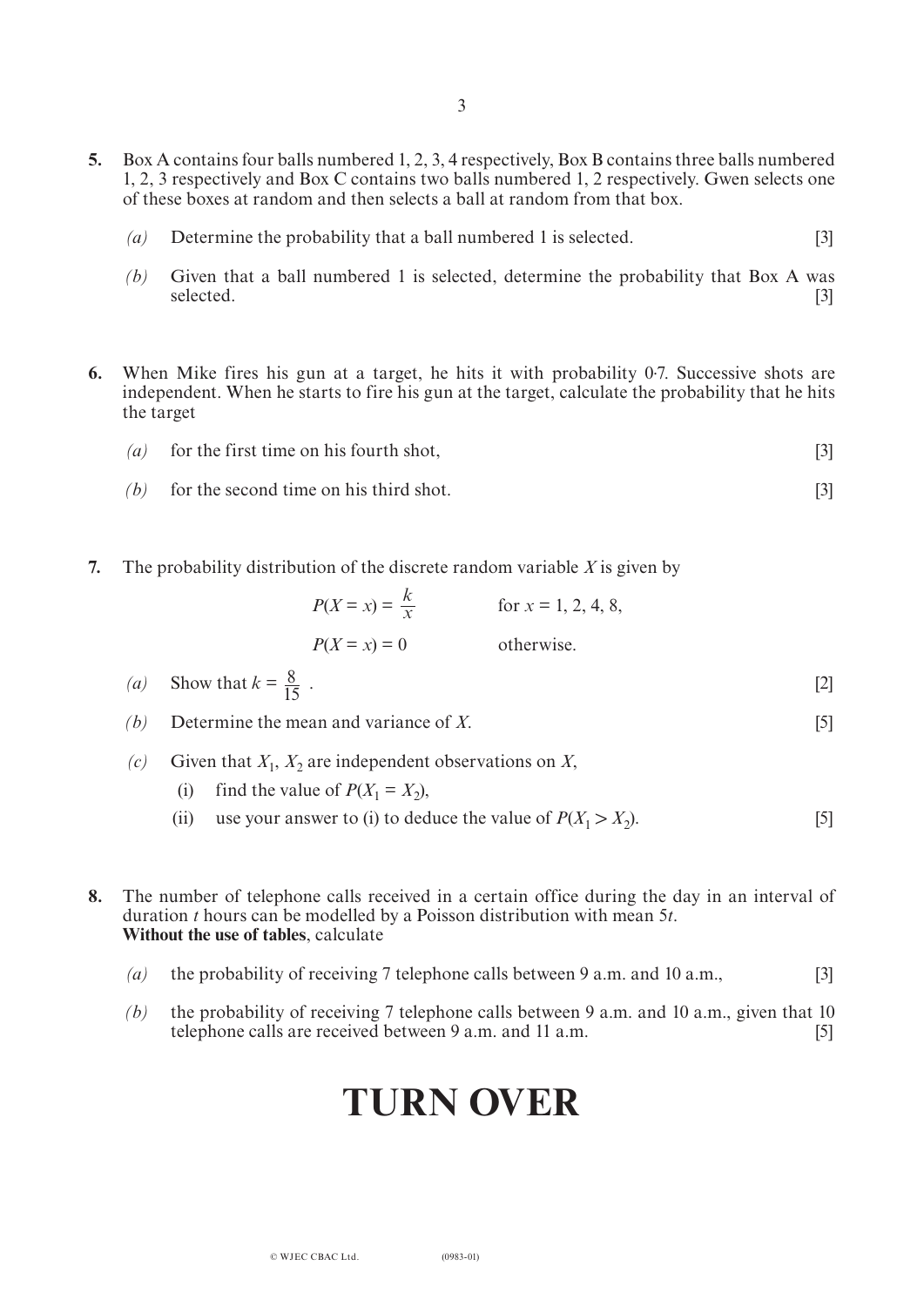**5.** Box A contains four balls numbered 1, 2, 3, 4 respectively, Box B contains three balls numbered 1, 2, 3 respectively and Box C contains two balls numbered 1, 2 respectively. Gwen selects one of these boxes at random and then selects a ball at random from that box.

*(a)* Determine the probability that a ball numbered 1 is selected. [3]

*(b)* Given that a ball numbered 1 is selected, determine the probability that Box A was selected. [3]

**6.** When Mike fires his gun at a target, he hits it with probability 0·7. Successive shots are independent. When he starts to fire his gun at the target, calculate the probability that he hits the target

*(a)* for the first time on his fourth shot, [3]

*(b)* for the second time on his third shot. [3]

**7.** The probability distribution of the discrete random variable $X$ is given by

$$P(X = x) = \frac{k}{x} \qquad \text{for } x = 1, 2, 4, 8,$$

$$P(X = x) = 0 \qquad \text{otherwise.}$$

*(a)* Show that $k = \frac{8}{15}$ . [2]

*(b)* Determine the mean and variance of $X$. [5]

*(c)* Given that $X_1$, $X_2$ are independent observations on $X$,

(i) find the value of $P(X_1 = X_2)$,

(ii) use your answer to (i) to deduce the value of $P(X_1 > X_2)$. [5]

**8.** The number of telephone calls received in a certain office during the day in an interval of duration $t$ hours can be modelled by a Poisson distribution with mean $5t$.
**Without the use of tables**, calculate

*(a)* the probability of receiving 7 telephone calls between 9 a.m. and 10 a.m., [3]

*(b)* the probability of receiving 7 telephone calls between 9 a.m. and 10 a.m., given that 10 telephone calls are received between 9 a.m. and 11 a.m. [5]

# TURN OVER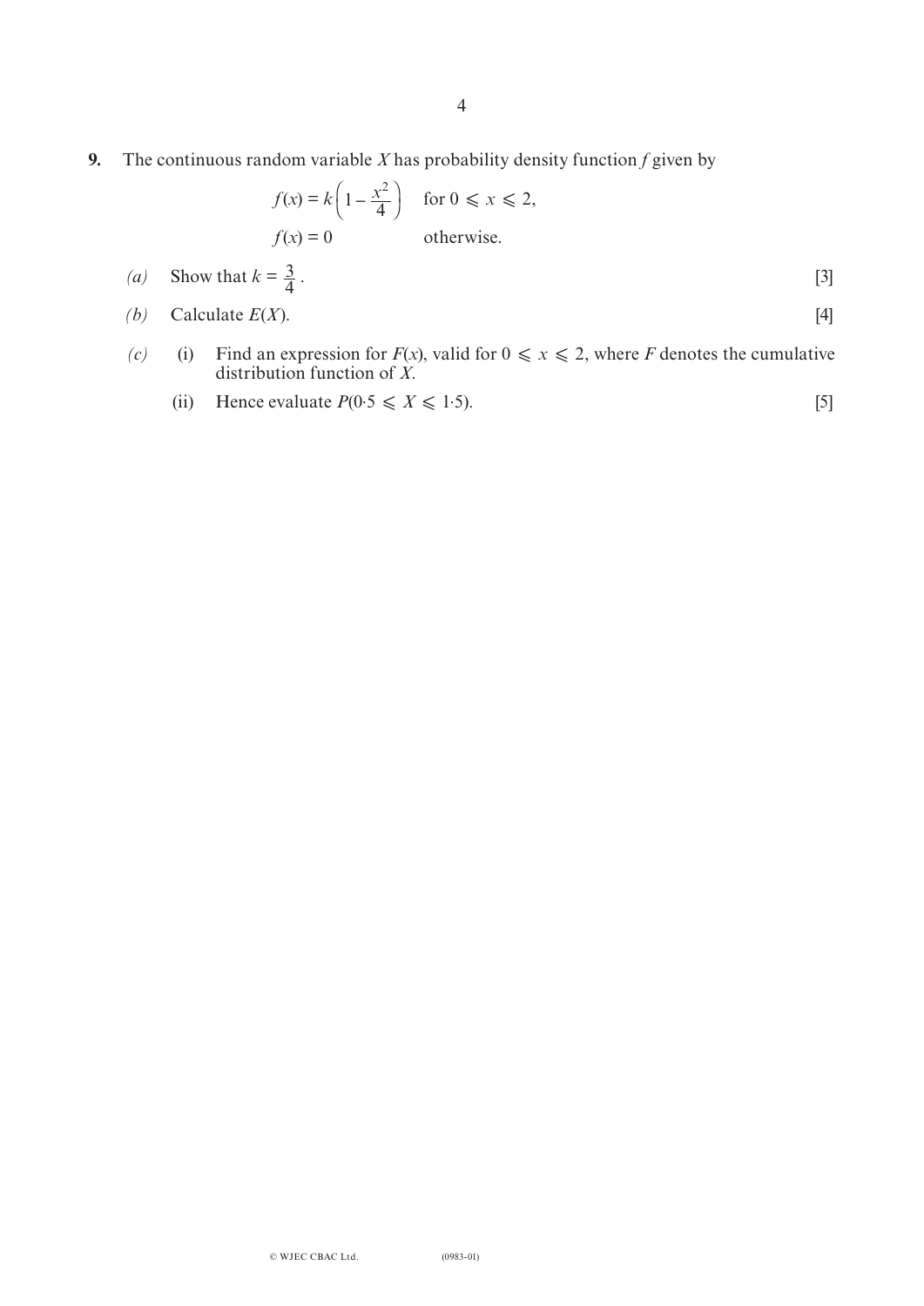**9.** The continuous random variable $X$ has probability density function $f$ given by

$$f(x) = k\left(1 - \frac{x^2}{4}\right) \quad \text{for } 0 \leqslant x \leqslant 2,$$

$$f(x) = 0 \qquad\qquad \text{otherwise.}$$

*(a)* Show that $k = \frac{3}{4}$. [3]

*(b)* Calculate $E(X)$. [4]

*(c)* (i) Find an expression for $F(x)$, valid for $0 \leqslant x \leqslant 2$, where $F$ denotes the cumulative distribution function of $X$.

(ii) Hence evaluate $P(0{\cdot}5 \leqslant X \leqslant 1{\cdot}5)$. [5]